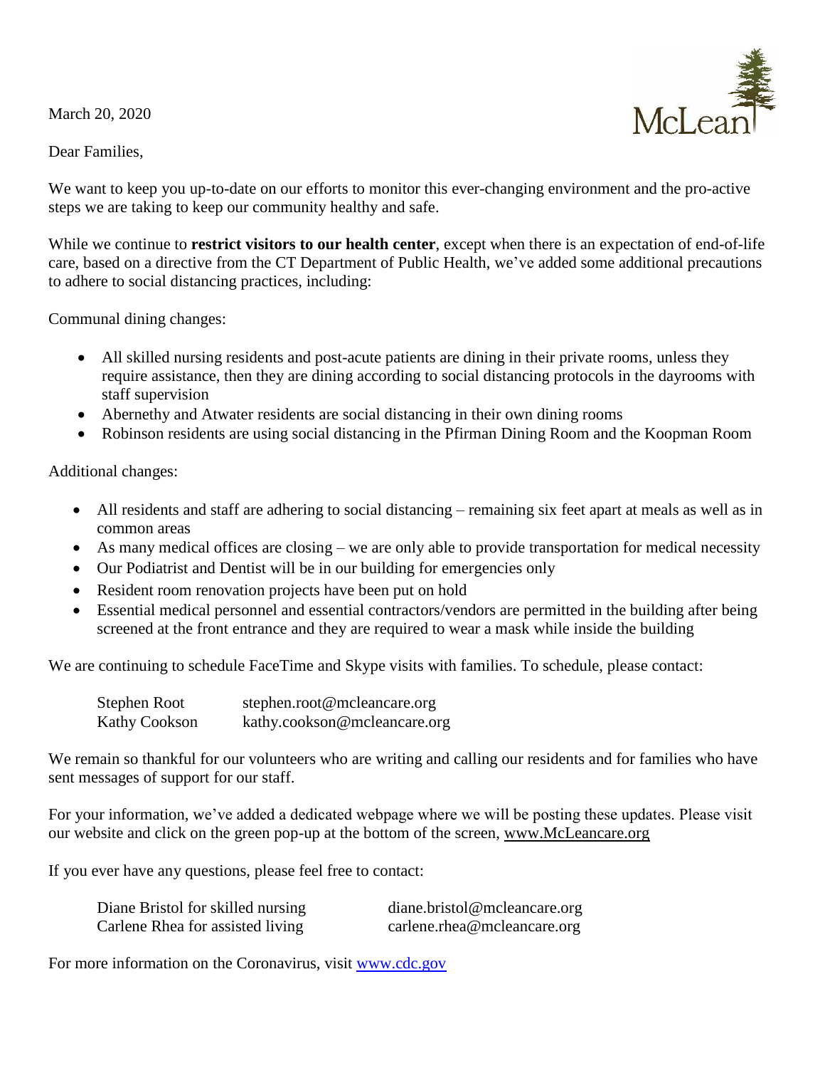March 20, 2020

McLean

Dear Families,

We want to keep you up-to-date on our efforts to monitor this ever-changing environment and the pro-active steps we are taking to keep our community healthy and safe.

While we continue to **restrict visitors to our health center**, except when there is an expectation of end-of-life care, based on a directive from the CT Department of Public Health, we've added some additional precautions to adhere to social distancing practices, including:

Communal dining changes:

- All skilled nursing residents and post-acute patients are dining in their private rooms, unless they require assistance, then they are dining according to social distancing protocols in the dayrooms with staff supervision
- Abernethy and Atwater residents are social distancing in their own dining rooms
- Robinson residents are using social distancing in the Pfirman Dining Room and the Koopman Room

Additional changes:

- All residents and staff are adhering to social distancing – remaining six feet apart at meals as well as in common areas
- As many medical offices are closing – we are only able to provide transportation for medical necessity
- Our Podiatrist and Dentist will be in our building for emergencies only
- Resident room renovation projects have been put on hold
- Essential medical personnel and essential contractors/vendors are permitted in the building after being screened at the front entrance and they are required to wear a mask while inside the building

We are continuing to schedule FaceTime and Skype visits with families. To schedule, please contact:

| | |
|---|---|
| Stephen Root | stephen.root@mcleancare.org |
| Kathy Cookson | kathy.cookson@mcleancare.org |

We remain so thankful for our volunteers who are writing and calling our residents and for families who have sent messages of support for our staff.

For your information, we've added a dedicated webpage where we will be posting these updates. Please visit our website and click on the green pop-up at the bottom of the screen, www.McLeancare.org

If you ever have any questions, please feel free to contact:

| | |
|---|---|
| Diane Bristol for skilled nursing | diane.bristol@mcleancare.org |
| Carlene Rhea for assisted living | carlene.rhea@mcleancare.org |

For more information on the Coronavirus, visit www.cdc.gov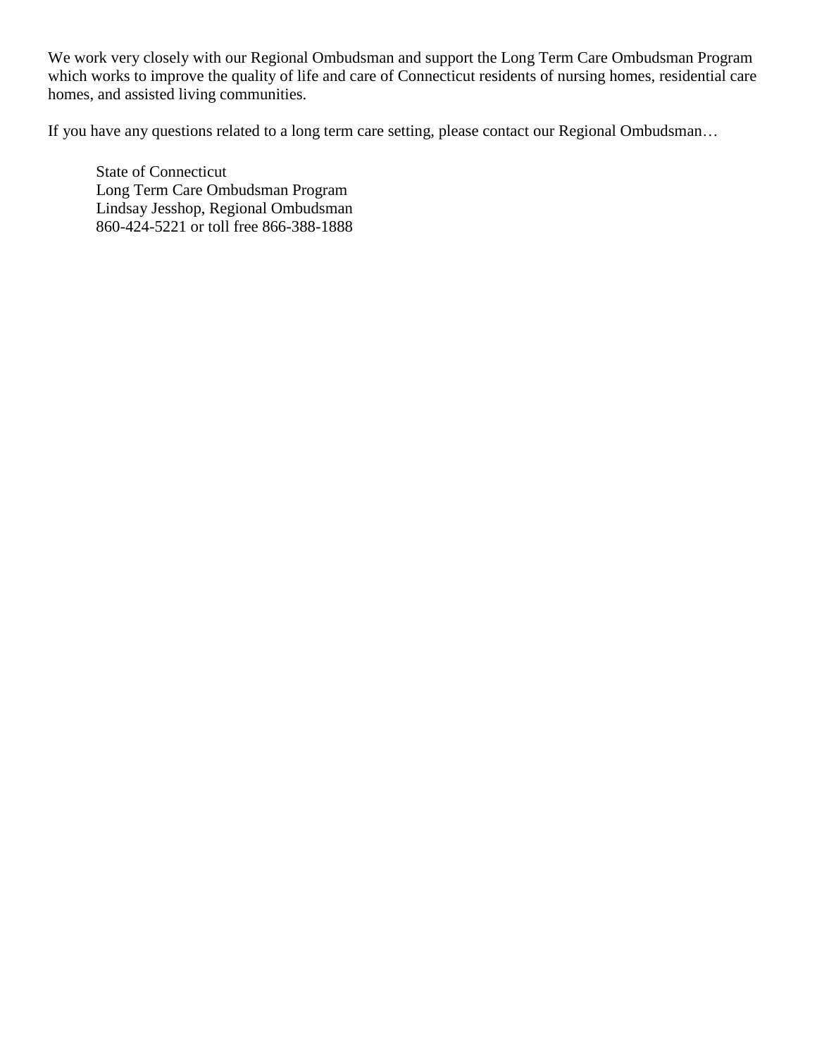We work very closely with our Regional Ombudsman and support the Long Term Care Ombudsman Program which works to improve the quality of life and care of Connecticut residents of nursing homes, residential care homes, and assisted living communities.

If you have any questions related to a long term care setting, please contact our Regional Ombudsman…

State of Connecticut  
Long Term Care Ombudsman Program  
Lindsay Jesshop, Regional Ombudsman  
860-424-5221 or toll free 866-388-1888